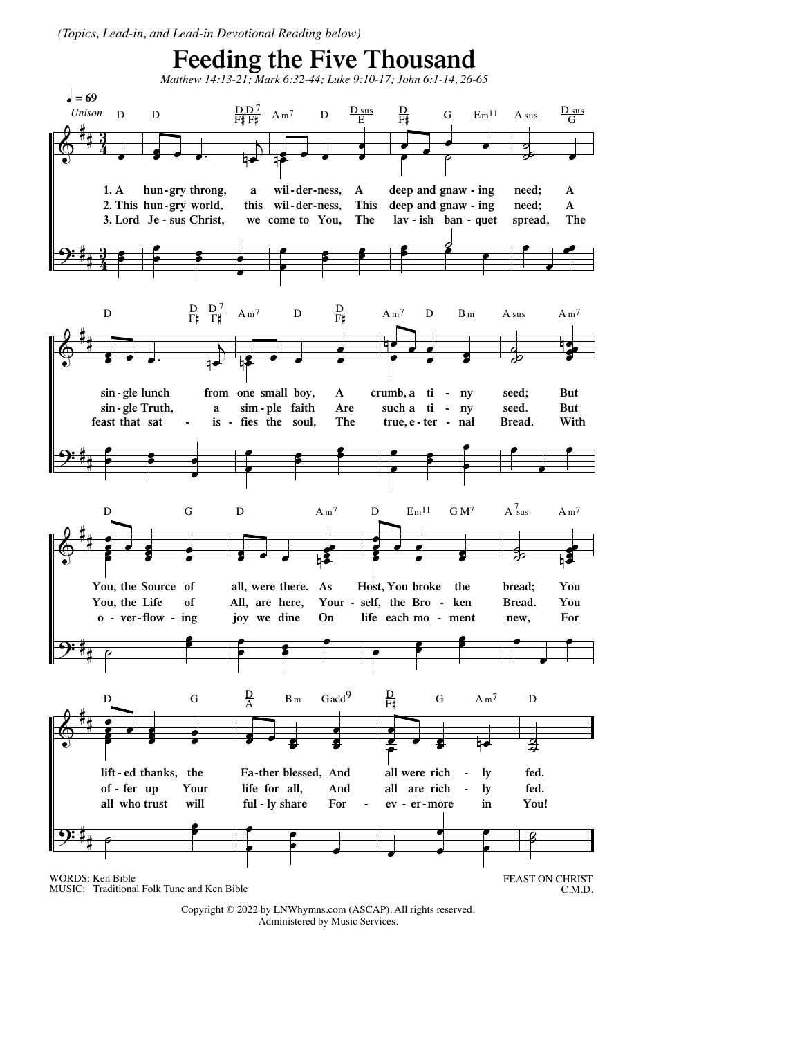*(Topics, Lead-in, and Lead-in Devotional Reading below)*

# Feeding the Five Thousand

*Matthew 14:13-21; Mark 6:32-44; Luke 9:10-17; John 6:1-14, 26-65*

1. A hungry throng, a wilderness, A deep and gnawing need; A single lunch from one small boy, A crumb, a tiny seed; But You, the Source of all, were there. As Host, You broke the bread; You lifted thanks, the Father blessed, And all were richly fed.

2. This hungry world, this wilderness, This deep and gnawing need; A single Truth, a simple faith Are such a tiny seed. But You, the Life of All, are here, Yourself, the Broken Bread. You offer up Your life for all, And all are richly fed.

3. Lord Jesus Christ, we come to You, The lavish banquet spread, The feast that satisfies the soul, The true, eternal Bread. With overflowing joy we dine On life each moment new, For all who trust will fully share Forevermore in You!

WORDS: Ken Bible
MUSIC: Traditional Folk Tune and Ken Bible

FEAST ON CHRIST
C.M.D.

Copyright © 2022 by LNWhymns.com (ASCAP). All rights reserved.
Administered by Music Services.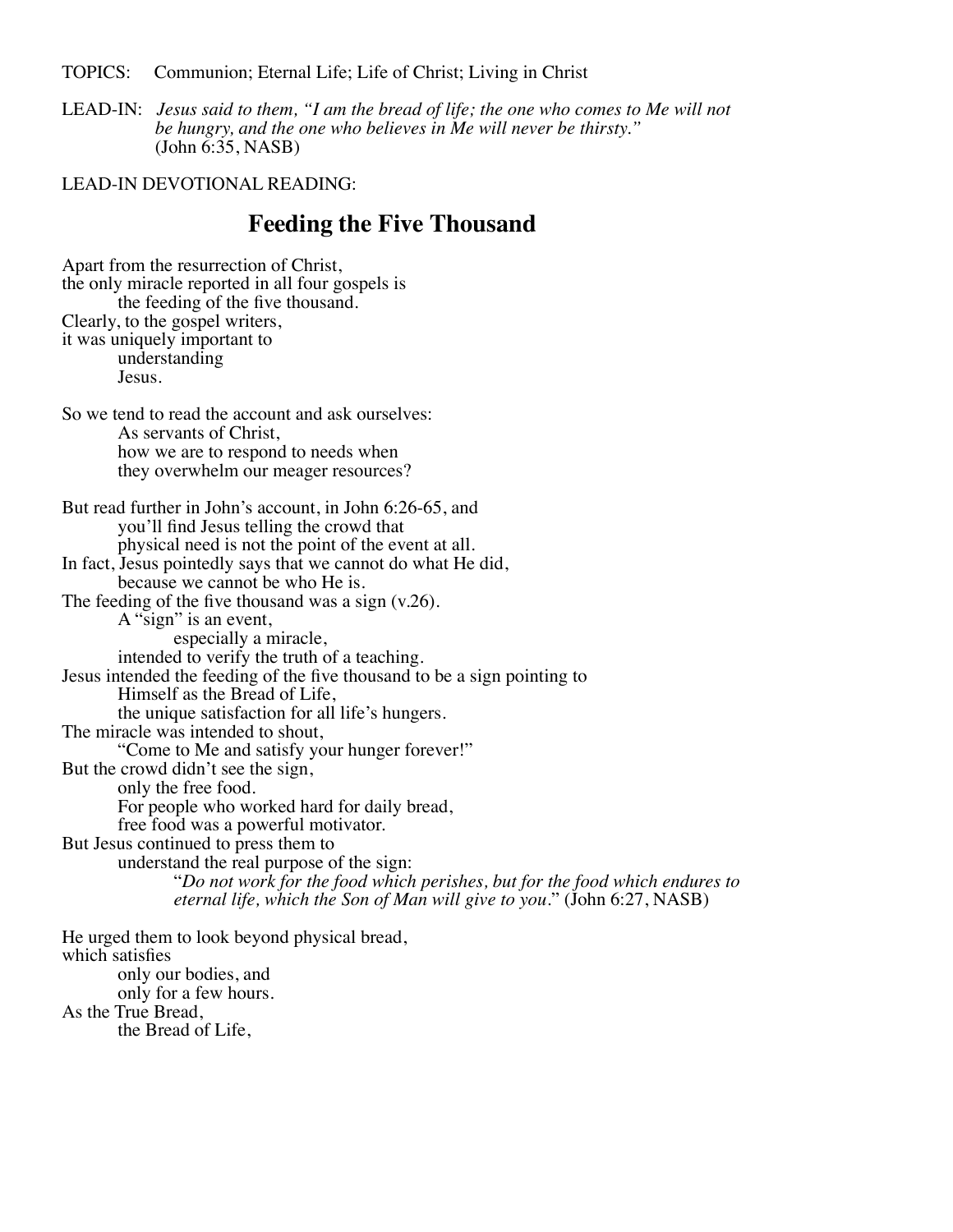TOPICS: Communion; Eternal Life; Life of Christ; Living in Christ

LEAD-IN: *Jesus said to them, "I am the bread of life; the one who comes to Me will not be hungry, and the one who believes in Me will never be thirsty."* (John 6:35, NASB)

LEAD-IN DEVOTIONAL READING:

## Feeding the Five Thousand

Apart from the resurrection of Christ,
the only miracle reported in all four gospels is
the feeding of the five thousand.
Clearly, to the gospel writers,
it was uniquely important to
understanding
Jesus.

So we tend to read the account and ask ourselves:
As servants of Christ,
how we are to respond to needs when
they overwhelm our meager resources?

But read further in John's account, in John 6:26-65, and
you'll find Jesus telling the crowd that
physical need is not the point of the event at all.
In fact, Jesus pointedly says that we cannot do what He did,
because we cannot be who He is.
The feeding of the five thousand was a sign (v.26).
A "sign" is an event,
especially a miracle,
intended to verify the truth of a teaching.
Jesus intended the feeding of the five thousand to be a sign pointing to
Himself as the Bread of Life,
the unique satisfaction for all life's hungers.
The miracle was intended to shout,
"Come to Me and satisfy your hunger forever!"
But the crowd didn't see the sign,
only the free food.
For people who worked hard for daily bread,
free food was a powerful motivator.
But Jesus continued to press them to
understand the real purpose of the sign:
"*Do not work for the food which perishes, but for the food which endures to eternal life, which the Son of Man will give to you*." (John 6:27, NASB)

He urged them to look beyond physical bread,
which satisfies
only our bodies, and
only for a few hours.
As the True Bread,
the Bread of Life,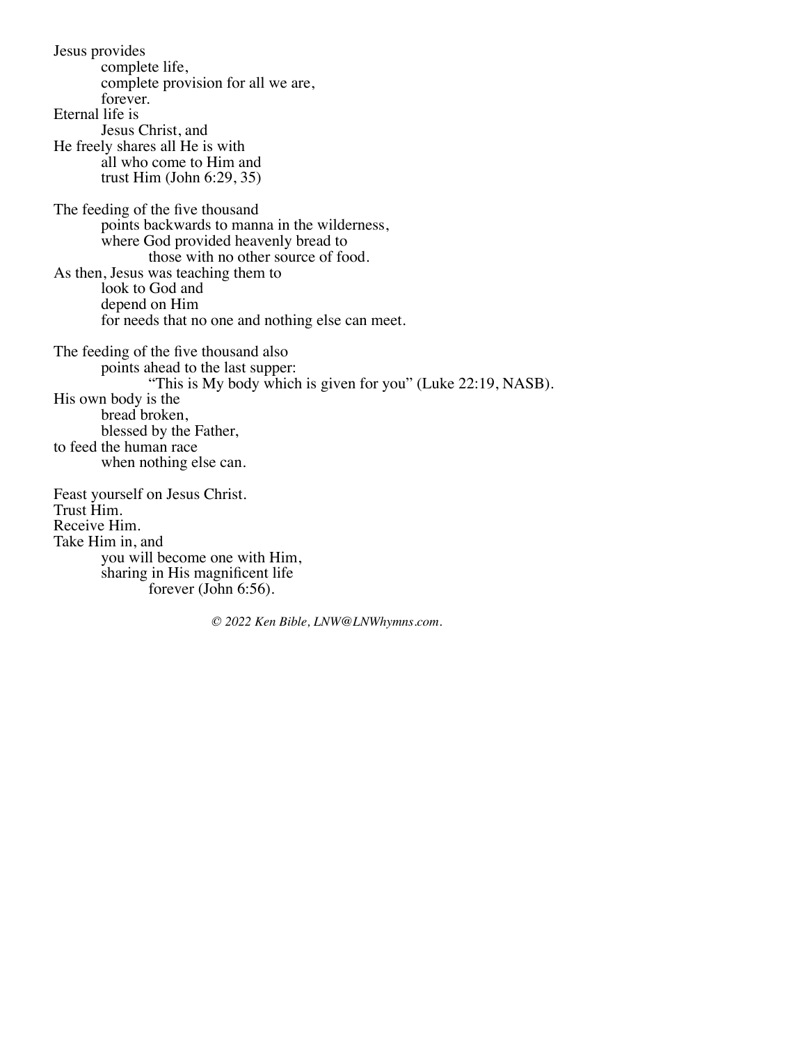Jesus provides
complete life,
complete provision for all we are,
forever.
Eternal life is
Jesus Christ, and
He freely shares all He is with
all who come to Him and
trust Him (John 6:29, 35)

The feeding of the five thousand
points backwards to manna in the wilderness,
where God provided heavenly bread to
those with no other source of food.
As then, Jesus was teaching them to
look to God and
depend on Him
for needs that no one and nothing else can meet.

The feeding of the five thousand also
points ahead to the last supper:
"This is My body which is given for you" (Luke 22:19, NASB).
His own body is the
bread broken,
blessed by the Father,
to feed the human race
when nothing else can.

Feast yourself on Jesus Christ.
Trust Him.
Receive Him.
Take Him in, and
you will become one with Him,
sharing in His magnificent life
forever (John 6:56).

*© 2022 Ken Bible, LNW@LNWhymns.com.*